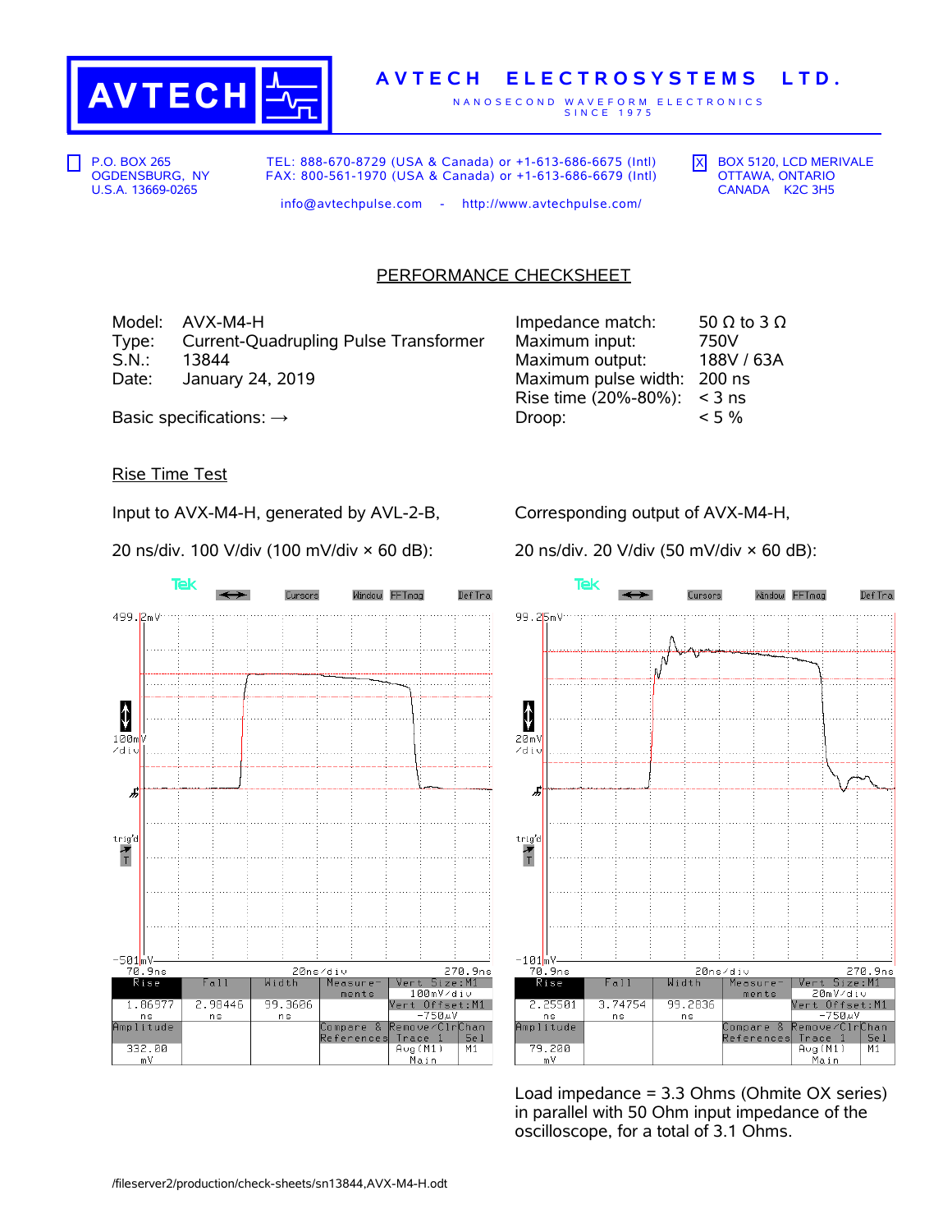# AVTECH ELECTROSYSTEMS LTD.

NANOSECOND WAVEFORM ELECTRONICS SINCE 1975

☐ P.O. BOX 265
OGDENSBURG, NY
U.S.A. 13669-0265

TEL: 888-670-8729 (USA & Canada) or +1-613-686-6675 (Intl)
FAX: 800-561-1970 (USA & Canada) or +1-613-686-6679 (Intl)

info@avtechpulse.com - http://www.avtechpulse.com/

☒ BOX 5120, LCD MERIVALE
OTTAWA, ONTARIO
CANADA K2C 3H5

## PERFORMANCE CHECKSHEET

Model: AVX-M4-H
Type: Current-Quadrupling Pulse Transformer
S.N.: 13844
Date: January 24, 2019

Basic specifications: →

| | |
|---|---|
| Impedance match: | 50 Ω to 3 Ω |
| Maximum input: | 750V |
| Maximum output: | 188V / 63A |
| Maximum pulse width: | 200 ns |
| Rise time (20%-80%): | < 3 ns |
| Droop: | < 5 % |

### Rise Time Test

Input to AVX-M4-H, generated by AVL-2-B,

20 ns/div. 100 V/div (100 mV/div × 60 dB):

| Rise | Fall | Width | Amplitude |
|---|---|---|---|
| 1.86977 ns | 2.98446 ns | 99.3606 ns | 332.00 mV |

Corresponding output of AVX-M4-H,

20 ns/div. 20 V/div (50 mV/div × 60 dB):

| Rise | Fall | Width | Amplitude |
|---|---|---|---|
| 2.25501 ns | 3.74754 ns | 99.2836 ns | 79.200 mV |

Load impedance = 3.3 Ohms (Ohmite OX series) in parallel with 50 Ohm input impedance of the oscilloscope, for a total of 3.1 Ohms.

/fileserver2/production/check-sheets/sn13844,AVX-M4-H.odt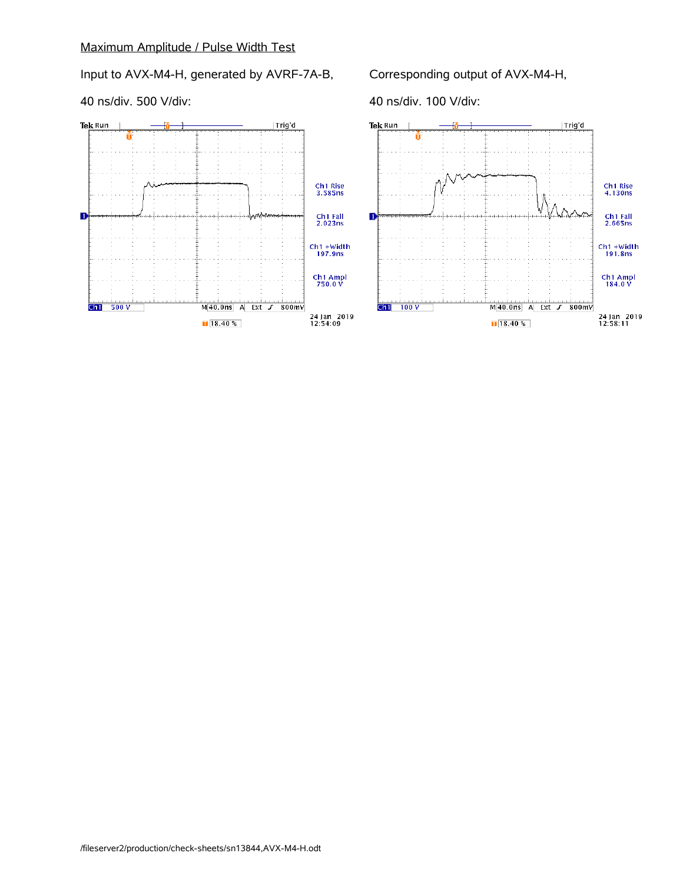Maximum Amplitude / Pulse Width Test

Input to AVX-M4-H, generated by AVRF-7A-B,

40 ns/div. 500 V/div:

Tek Run
Trig'd
Ch1 Rise
3.585ns
Ch1 Fall
2.023ns
Ch1 +Width
197.9ns
Ch1 Ampl
750.0 V
Ch1 500 V
M 40.0ns A Ext ∫ 800mV
18.40 %
24 Jan 2019
12:54:09

Corresponding output of AVX-M4-H,

40 ns/div. 100 V/div:

Tek Run
Trig'd
Ch1 Rise
4.130ns
Ch1 Fall
2.665ns
Ch1 +Width
191.8ns
Ch1 Ampl
184.0 V
Ch1 100 V
M 40.0ns A Ext ∫ 800mV
18.40 %
24 Jan 2019
12:58:11

/fileserver2/production/check-sheets/sn13844,AVX-M4-H.odt